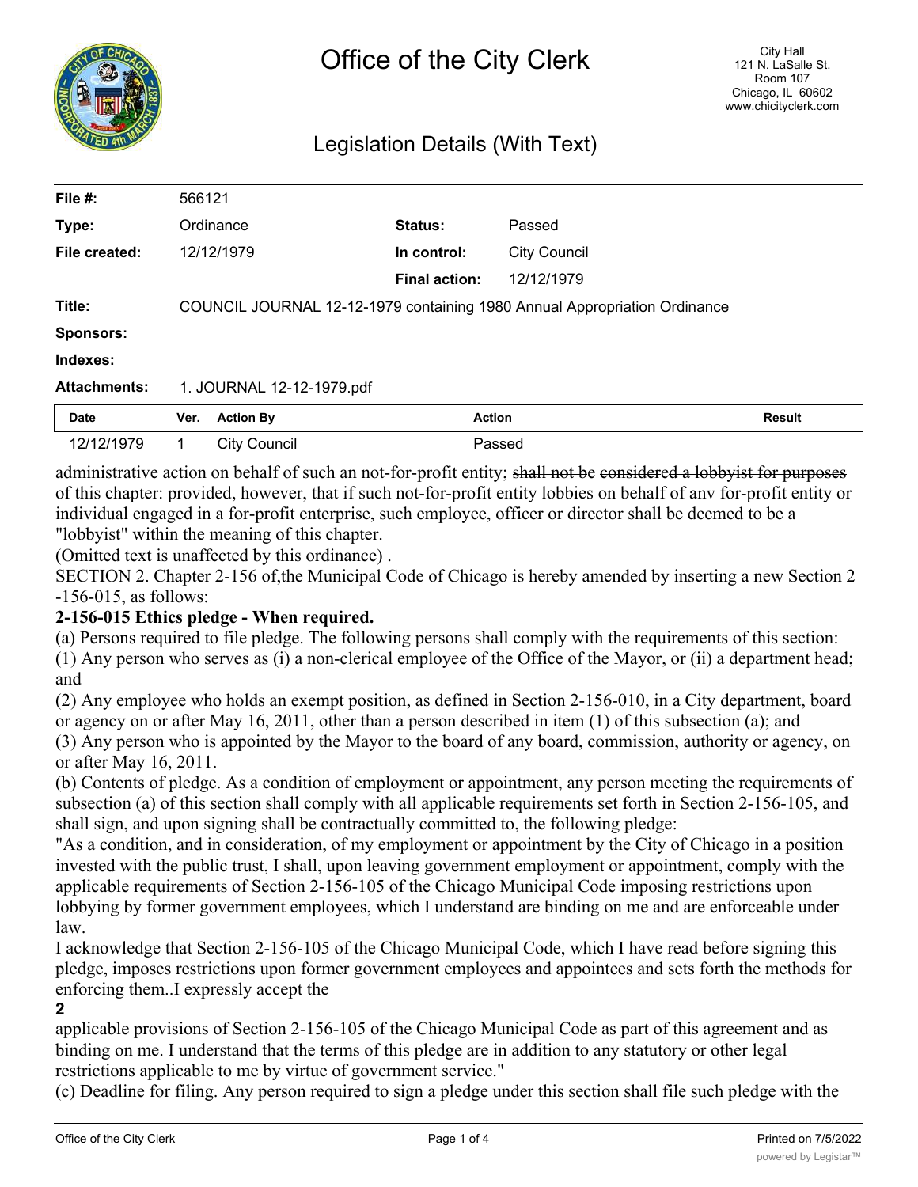# Office of the City Clerk

City Hall
121 N. LaSalle St.
Room 107
Chicago, IL 60602
www.chicityclerk.com

## Legislation Details (With Text)

| | | | |
|---|---|---|---|
| **File #:** | 566121 | | |
| **Type:** | Ordinance | **Status:** | Passed |
| **File created:** | 12/12/1979 | **In control:** | City Council |
| | | **Final action:** | 12/12/1979 |
| **Title:** | COUNCIL JOURNAL 12-12-1979 containing 1980 Annual Appropriation Ordinance | | |
| **Sponsors:** | | | |
| **Indexes:** | | | |
| **Attachments:** | 1. JOURNAL 12-12-1979.pdf | | |

| Date | Ver. | Action By | Action | Result |
|---|---|---|---|---|
| 12/12/1979 | 1 | City Council | Passed | |

administrative action on behalf of such an not-for-profit entity; ~~shall not be considered a lobbyist for purposes of this chapter:~~ provided, however, that if such not-for-profit entity lobbies on behalf of anv for-profit entity or individual engaged in a for-profit enterprise, such employee, officer or director shall be deemed to be a "lobbyist" within the meaning of this chapter.

(Omitted text is unaffected by this ordinance) .

SECTION 2. Chapter 2-156 of,the Municipal Code of Chicago is hereby amended by inserting a new Section 2 -156-015, as follows:

**2-156-015 Ethics pledge - When required.**

(a) Persons required to file pledge. The following persons shall comply with the requirements of this section:

(1) Any person who serves as (i) a non-clerical employee of the Office of the Mayor, or (ii) a department head; and

(2) Any employee who holds an exempt position, as defined in Section 2-156-010, in a City department, board or agency on or after May 16, 2011, other than a person described in item (1) of this subsection (a); and

(3) Any person who is appointed by the Mayor to the board of any board, commission, authority or agency, on or after May 16, 2011.

(b) Contents of pledge. As a condition of employment or appointment, any person meeting the requirements of subsection (a) of this section shall comply with all applicable requirements set forth in Section 2-156-105, and shall sign, and upon signing shall be contractually committed to, the following pledge:

"As a condition, and in consideration, of my employment or appointment by the City of Chicago in a position invested with the public trust, I shall, upon leaving government employment or appointment, comply with the applicable requirements of Section 2-156-105 of the Chicago Municipal Code imposing restrictions upon lobbying by former government employees, which I understand are binding on me and are enforceable under law.

I acknowledge that Section 2-156-105 of the Chicago Municipal Code, which I have read before signing this pledge, imposes restrictions upon former government employees and appointees and sets forth the methods for enforcing them..I expressly accept the

**2**

applicable provisions of Section 2-156-105 of the Chicago Municipal Code as part of this agreement and as binding on me. I understand that the terms of this pledge are in addition to any statutory or other legal restrictions applicable to me by virtue of government service."

(c) Deadline for filing. Any person required to sign a pledge under this section shall file such pledge with the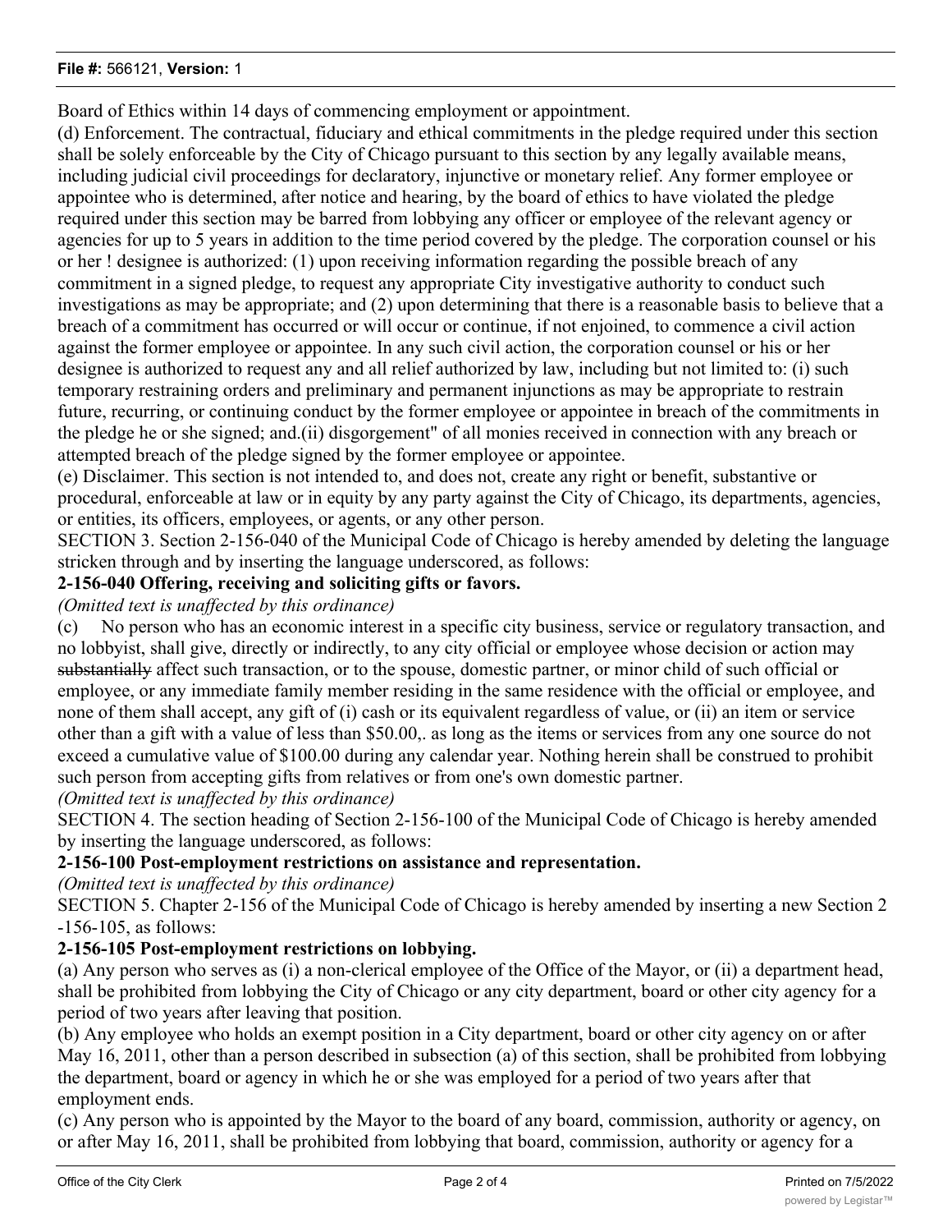Board of Ethics within 14 days of commencing employment or appointment.

(d) Enforcement. The contractual, fiduciary and ethical commitments in the pledge required under this section shall be solely enforceable by the City of Chicago pursuant to this section by any legally available means, including judicial civil proceedings for declaratory, injunctive or monetary relief. Any former employee or appointee who is determined, after notice and hearing, by the board of ethics to have violated the pledge required under this section may be barred from lobbying any officer or employee of the relevant agency or agencies for up to 5 years in addition to the time period covered by the pledge. The corporation counsel or his or her ! designee is authorized: (1) upon receiving information regarding the possible breach of any commitment in a signed pledge, to request any appropriate City investigative authority to conduct such investigations as may be appropriate; and (2) upon determining that there is a reasonable basis to believe that a breach of a commitment has occurred or will occur or continue, if not enjoined, to commence a civil action against the former employee or appointee. In any such civil action, the corporation counsel or his or her designee is authorized to request any and all relief authorized by law, including but not limited to: (i) such temporary restraining orders and preliminary and permanent injunctions as may be appropriate to restrain future, recurring, or continuing conduct by the former employee or appointee in breach of the commitments in the pledge he or she signed; and.(ii) disgorgement" of all monies received in connection with any breach or attempted breach of the pledge signed by the former employee or appointee.

(e) Disclaimer. This section is not intended to, and does not, create any right or benefit, substantive or procedural, enforceable at law or in equity by any party against the City of Chicago, its departments, agencies, or entities, its officers, employees, or agents, or any other person.

SECTION 3. Section 2-156-040 of the Municipal Code of Chicago is hereby amended by deleting the language stricken through and by inserting the language underscored, as follows:

**2-156-040 Offering, receiving and soliciting gifts or favors.**

*(Omitted text is unaffected by this ordinance)*

(c) No person who has an economic interest in a specific city business, service or regulatory transaction, and no lobbyist, shall give, directly or indirectly, to any city official or employee whose decision or action may ~~substantially~~ affect such transaction, or to the spouse, domestic partner, or minor child of such official or employee, or any immediate family member residing in the same residence with the official or employee, and none of them shall accept, any gift of (i) cash or its equivalent regardless of value, or (ii) an item or service other than a gift with a value of less than $50.00,. as long as the items or services from any one source do not exceed a cumulative value of $100.00 during any calendar year. Nothing herein shall be construed to prohibit such person from accepting gifts from relatives or from one's own domestic partner.

*(Omitted text is unaffected by this ordinance)*

SECTION 4. The section heading of Section 2-156-100 of the Municipal Code of Chicago is hereby amended by inserting the language underscored, as follows:

**2-156-100 Post-employment restrictions on assistance and representation.**

*(Omitted text is unaffected by this ordinance)*

SECTION 5. Chapter 2-156 of the Municipal Code of Chicago is hereby amended by inserting a new Section 2-156-105, as follows:

**2-156-105 Post-employment restrictions on lobbying.**

(a) Any person who serves as (i) a non-clerical employee of the Office of the Mayor, or (ii) a department head, shall be prohibited from lobbying the City of Chicago or any city department, board or other city agency for a period of two years after leaving that position.

(b) Any employee who holds an exempt position in a City department, board or other city agency on or after May 16, 2011, other than a person described in subsection (a) of this section, shall be prohibited from lobbying the department, board or agency in which he or she was employed for a period of two years after that employment ends.

(c) Any person who is appointed by the Mayor to the board of any board, commission, authority or agency, on or after May 16, 2011, shall be prohibited from lobbying that board, commission, authority or agency for a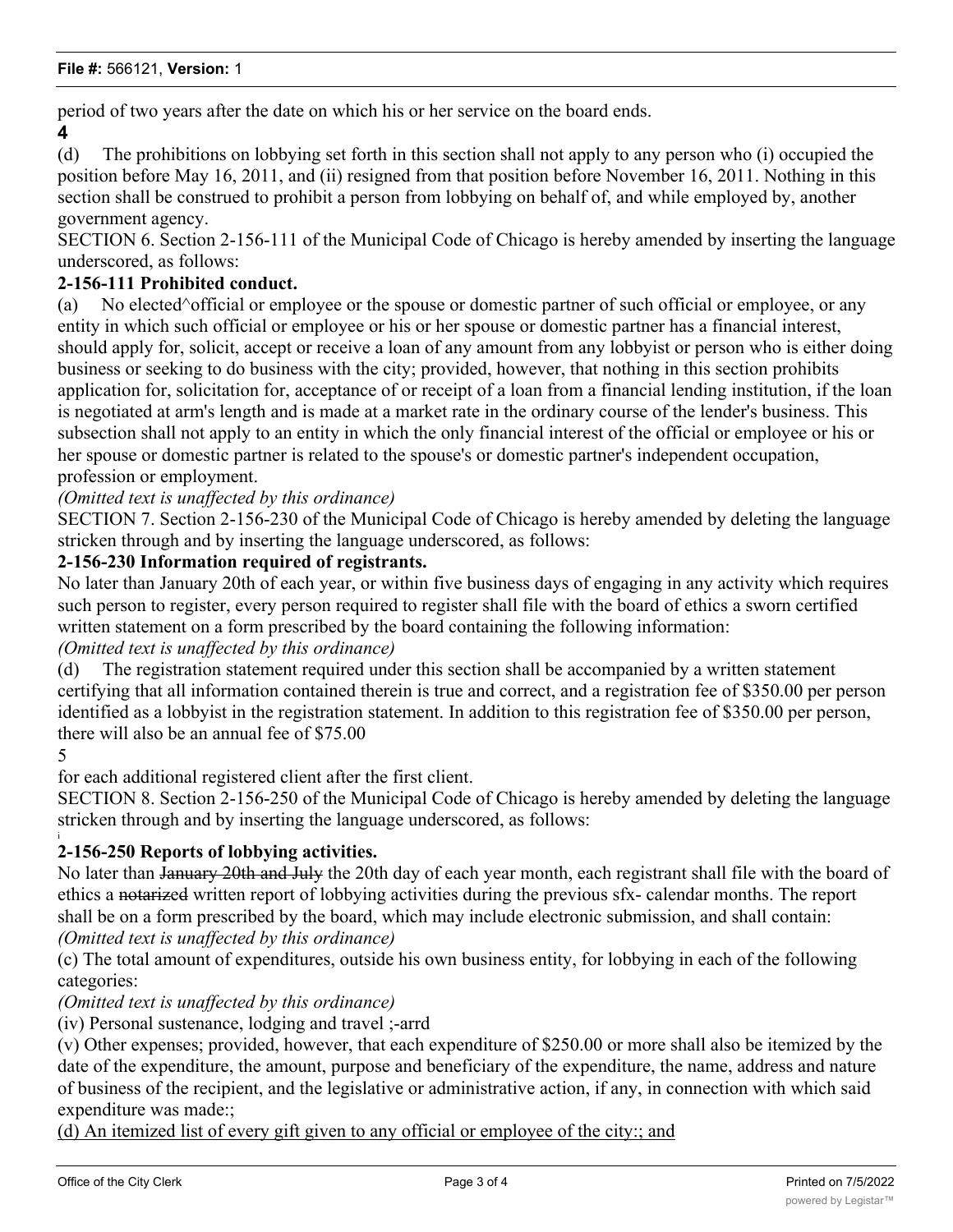period of two years after the date on which his or her service on the board ends.

**4**

(d) The prohibitions on lobbying set forth in this section shall not apply to any person who (i) occupied the position before May 16, 2011, and (ii) resigned from that position before November 16, 2011. Nothing in this section shall be construed to prohibit a person from lobbying on behalf of, and while employed by, another government agency.

SECTION 6. Section 2-156-111 of the Municipal Code of Chicago is hereby amended by inserting the language underscored, as follows:

**2-156-111 Prohibited conduct.**

(a) No elected^official or employee or the spouse or domestic partner of such official or employee, or any entity in which such official or employee or his or her spouse or domestic partner has a financial interest, should apply for, solicit, accept or receive a loan of any amount from any lobbyist or person who is either doing business or seeking to do business with the city; provided, however, that nothing in this section prohibits application for, solicitation for, acceptance of or receipt of a loan from a financial lending institution, if the loan is negotiated at arm's length and is made at a market rate in the ordinary course of the lender's business. This subsection shall not apply to an entity in which the only financial interest of the official or employee or his or her spouse or domestic partner is related to the spouse's or domestic partner's independent occupation, profession or employment.

*(Omitted text is unaffected by this ordinance)*

SECTION 7. Section 2-156-230 of the Municipal Code of Chicago is hereby amended by deleting the language stricken through and by inserting the language underscored, as follows:

**2-156-230 Information required of registrants.**

No later than January 20th of each year, or within five business days of engaging in any activity which requires such person to register, every person required to register shall file with the board of ethics a sworn certified written statement on a form prescribed by the board containing the following information:

*(Omitted text is unaffected by this ordinance)*

(d) The registration statement required under this section shall be accompanied by a written statement certifying that all information contained therein is true and correct, and a registration fee of $350.00 per person identified as a lobbyist in the registration statement. In addition to this registration fee of $350.00 per person, there will also be an annual fee of $75.00

5

for each additional registered client after the first client.

SECTION 8. Section 2-156-250 of the Municipal Code of Chicago is hereby amended by deleting the language stricken through and by inserting the language underscored, as follows:

**2-156-250 Reports of lobbying activities.**

No later than ~~January 20th and July~~ the 20th day of each year month, each registrant shall file with the board of ethics a ~~notarized~~ written report of lobbying activities during the previous sfx- calendar months. The report shall be on a form prescribed by the board, which may include electronic submission, and shall contain:

*(Omitted text is unaffected by this ordinance)*

(c) The total amount of expenditures, outside his own business entity, for lobbying in each of the following categories:

*(Omitted text is unaffected by this ordinance)*

(iv) Personal sustenance, lodging and travel ;-arrd

(v) Other expenses; provided, however, that each expenditure of $250.00 or more shall also be itemized by the date of the expenditure, the amount, purpose and beneficiary of the expenditure, the name, address and nature of business of the recipient, and the legislative or administrative action, if any, in connection with which said expenditure was made:;

(d) An itemized list of every gift given to any official or employee of the city:; and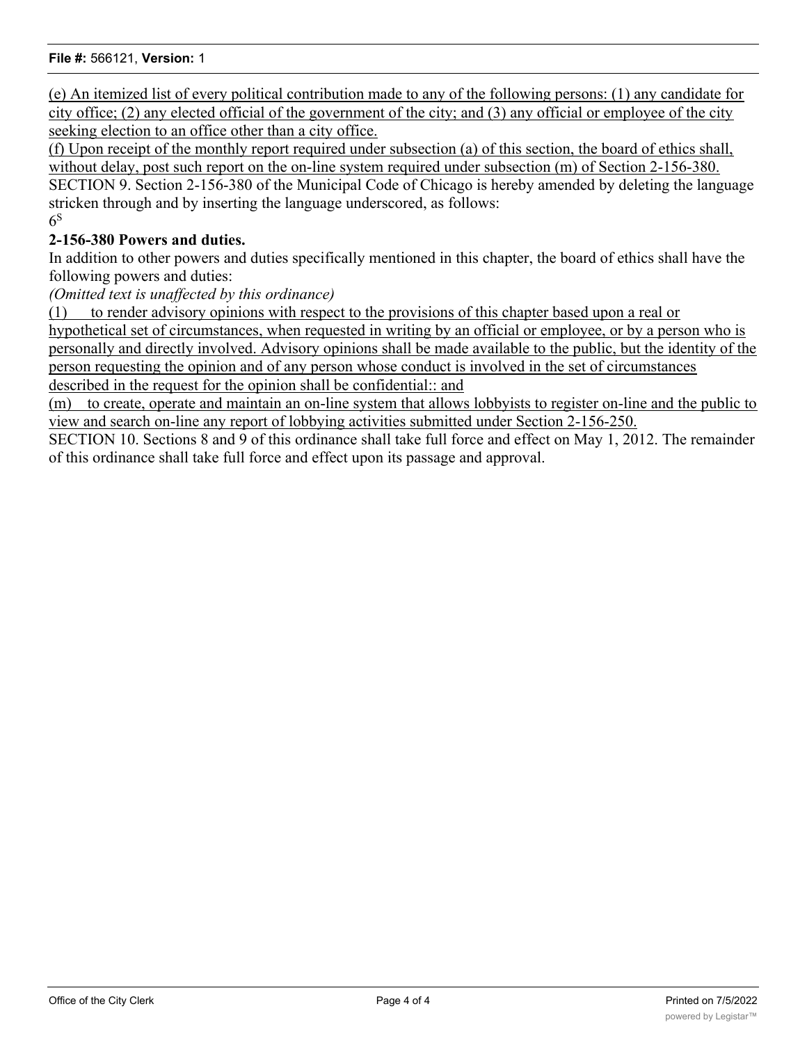(e) An itemized list of every political contribution made to any of the following persons: (1) any candidate for city office; (2) any elected official of the government of the city; and (3) any official or employee of the city seeking election to an office other than a city office.

(f) Upon receipt of the monthly report required under subsection (a) of this section, the board of ethics shall, without delay, post such report on the on-line system required under subsection (m) of Section 2-156-380.

SECTION 9. Section 2-156-380 of the Municipal Code of Chicago is hereby amended by deleting the language stricken through and by inserting the language underscored, as follows:

6S

**2-156-380 Powers and duties.**

In addition to other powers and duties specifically mentioned in this chapter, the board of ethics shall have the following powers and duties:

*(Omitted text is unaffected by this ordinance)*

(1) to render advisory opinions with respect to the provisions of this chapter based upon a real or hypothetical set of circumstances, when requested in writing by an official or employee, or by a person who is personally and directly involved. Advisory opinions shall be made available to the public, but the identity of the person requesting the opinion and of any person whose conduct is involved in the set of circumstances described in the request for the opinion shall be confidential:: and

(m) to create, operate and maintain an on-line system that allows lobbyists to register on-line and the public to view and search on-line any report of lobbying activities submitted under Section 2-156-250.

SECTION 10. Sections 8 and 9 of this ordinance shall take full force and effect on May 1, 2012. The remainder of this ordinance shall take full force and effect upon its passage and approval.